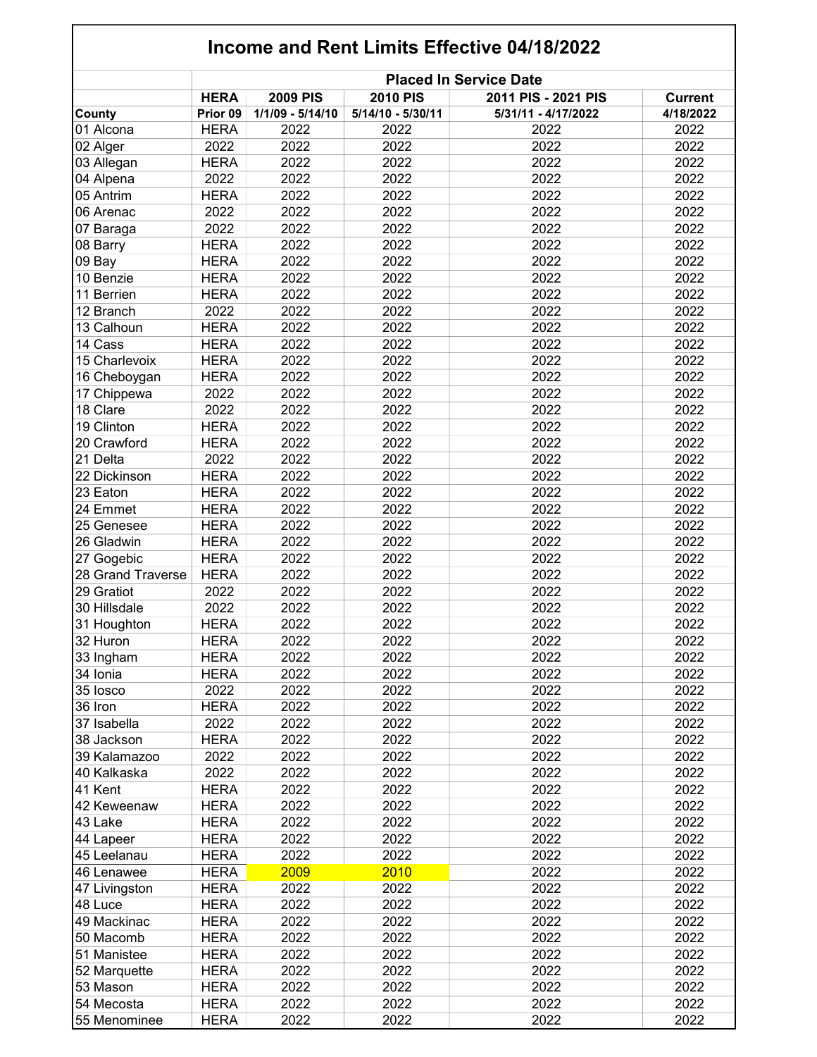# Income and Rent Limits Effective 04/18/2022

| | Placed In Service Date | | | | |
|---|---|---|---|---|---|
| | **HERA** | **2009 PIS** | **2010 PIS** | **2011 PIS - 2021 PIS** | **Current** |
| **County** | **Prior 09** | **1/1/09 - 5/14/10** | **5/14/10 - 5/30/11** | **5/31/11 - 4/17/2022** | **4/18/2022** |
| 01 Alcona | HERA | 2022 | 2022 | 2022 | 2022 |
| 02 Alger | 2022 | 2022 | 2022 | 2022 | 2022 |
| 03 Allegan | HERA | 2022 | 2022 | 2022 | 2022 |
| 04 Alpena | 2022 | 2022 | 2022 | 2022 | 2022 |
| 05 Antrim | HERA | 2022 | 2022 | 2022 | 2022 |
| 06 Arenac | 2022 | 2022 | 2022 | 2022 | 2022 |
| 07 Baraga | 2022 | 2022 | 2022 | 2022 | 2022 |
| 08 Barry | HERA | 2022 | 2022 | 2022 | 2022 |
| 09 Bay | HERA | 2022 | 2022 | 2022 | 2022 |
| 10 Benzie | HERA | 2022 | 2022 | 2022 | 2022 |
| 11 Berrien | HERA | 2022 | 2022 | 2022 | 2022 |
| 12 Branch | 2022 | 2022 | 2022 | 2022 | 2022 |
| 13 Calhoun | HERA | 2022 | 2022 | 2022 | 2022 |
| 14 Cass | HERA | 2022 | 2022 | 2022 | 2022 |
| 15 Charlevoix | HERA | 2022 | 2022 | 2022 | 2022 |
| 16 Cheboygan | HERA | 2022 | 2022 | 2022 | 2022 |
| 17 Chippewa | 2022 | 2022 | 2022 | 2022 | 2022 |
| 18 Clare | 2022 | 2022 | 2022 | 2022 | 2022 |
| 19 Clinton | HERA | 2022 | 2022 | 2022 | 2022 |
| 20 Crawford | HERA | 2022 | 2022 | 2022 | 2022 |
| 21 Delta | 2022 | 2022 | 2022 | 2022 | 2022 |
| 22 Dickinson | HERA | 2022 | 2022 | 2022 | 2022 |
| 23 Eaton | HERA | 2022 | 2022 | 2022 | 2022 |
| 24 Emmet | HERA | 2022 | 2022 | 2022 | 2022 |
| 25 Genesee | HERA | 2022 | 2022 | 2022 | 2022 |
| 26 Gladwin | HERA | 2022 | 2022 | 2022 | 2022 |
| 27 Gogebic | HERA | 2022 | 2022 | 2022 | 2022 |
| 28 Grand Traverse | HERA | 2022 | 2022 | 2022 | 2022 |
| 29 Gratiot | 2022 | 2022 | 2022 | 2022 | 2022 |
| 30 Hillsdale | 2022 | 2022 | 2022 | 2022 | 2022 |
| 31 Houghton | HERA | 2022 | 2022 | 2022 | 2022 |
| 32 Huron | HERA | 2022 | 2022 | 2022 | 2022 |
| 33 Ingham | HERA | 2022 | 2022 | 2022 | 2022 |
| 34 Ionia | HERA | 2022 | 2022 | 2022 | 2022 |
| 35 Iosco | 2022 | 2022 | 2022 | 2022 | 2022 |
| 36 Iron | HERA | 2022 | 2022 | 2022 | 2022 |
| 37 Isabella | 2022 | 2022 | 2022 | 2022 | 2022 |
| 38 Jackson | HERA | 2022 | 2022 | 2022 | 2022 |
| 39 Kalamazoo | 2022 | 2022 | 2022 | 2022 | 2022 |
| 40 Kalkaska | 2022 | 2022 | 2022 | 2022 | 2022 |
| 41 Kent | HERA | 2022 | 2022 | 2022 | 2022 |
| 42 Keweenaw | HERA | 2022 | 2022 | 2022 | 2022 |
| 43 Lake | HERA | 2022 | 2022 | 2022 | 2022 |
| 44 Lapeer | HERA | 2022 | 2022 | 2022 | 2022 |
| 45 Leelanau | HERA | 2022 | 2022 | 2022 | 2022 |
| 46 Lenawee | HERA | 2009 | 2010 | 2022 | 2022 |
| 47 Livingston | HERA | 2022 | 2022 | 2022 | 2022 |
| 48 Luce | HERA | 2022 | 2022 | 2022 | 2022 |
| 49 Mackinac | HERA | 2022 | 2022 | 2022 | 2022 |
| 50 Macomb | HERA | 2022 | 2022 | 2022 | 2022 |
| 51 Manistee | HERA | 2022 | 2022 | 2022 | 2022 |
| 52 Marquette | HERA | 2022 | 2022 | 2022 | 2022 |
| 53 Mason | HERA | 2022 | 2022 | 2022 | 2022 |
| 54 Mecosta | HERA | 2022 | 2022 | 2022 | 2022 |
| 55 Menominee | HERA | 2022 | 2022 | 2022 | 2022 |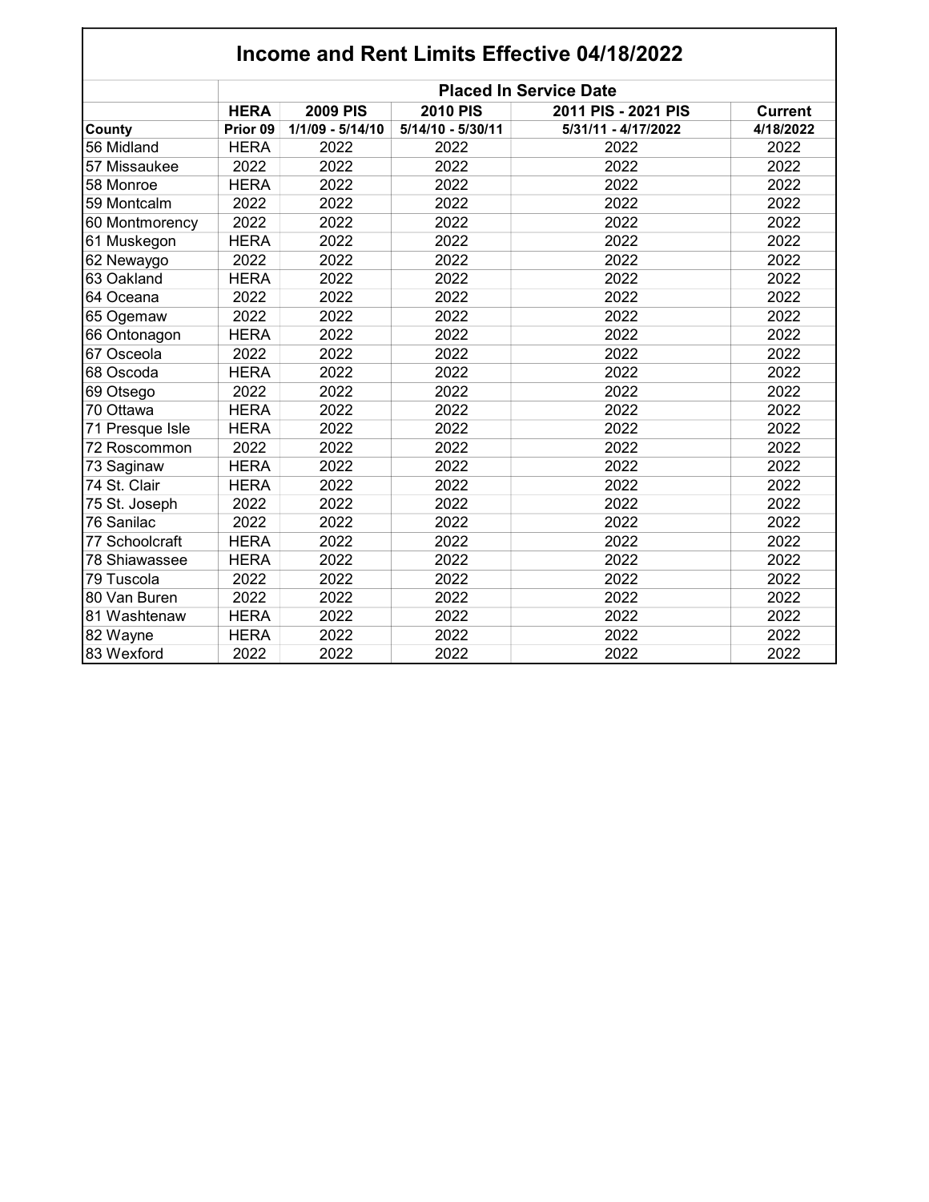# Income and Rent Limits Effective 04/18/2022

| | Placed In Service Date | | | | |
|---|---|---|---|---|---|
| | HERA | 2009 PIS | 2010 PIS | 2011 PIS - 2021 PIS | Current |
| County | Prior 09 | 1/1/09 - 5/14/10 | 5/14/10 - 5/30/11 | 5/31/11 - 4/17/2022 | 4/18/2022 |
| 56 Midland | HERA | 2022 | 2022 | 2022 | 2022 |
| 57 Missaukee | 2022 | 2022 | 2022 | 2022 | 2022 |
| 58 Monroe | HERA | 2022 | 2022 | 2022 | 2022 |
| 59 Montcalm | 2022 | 2022 | 2022 | 2022 | 2022 |
| 60 Montmorency | 2022 | 2022 | 2022 | 2022 | 2022 |
| 61 Muskegon | HERA | 2022 | 2022 | 2022 | 2022 |
| 62 Newaygo | 2022 | 2022 | 2022 | 2022 | 2022 |
| 63 Oakland | HERA | 2022 | 2022 | 2022 | 2022 |
| 64 Oceana | 2022 | 2022 | 2022 | 2022 | 2022 |
| 65 Ogemaw | 2022 | 2022 | 2022 | 2022 | 2022 |
| 66 Ontonagon | HERA | 2022 | 2022 | 2022 | 2022 |
| 67 Osceola | 2022 | 2022 | 2022 | 2022 | 2022 |
| 68 Oscoda | HERA | 2022 | 2022 | 2022 | 2022 |
| 69 Otsego | 2022 | 2022 | 2022 | 2022 | 2022 |
| 70 Ottawa | HERA | 2022 | 2022 | 2022 | 2022 |
| 71 Presque Isle | HERA | 2022 | 2022 | 2022 | 2022 |
| 72 Roscommon | 2022 | 2022 | 2022 | 2022 | 2022 |
| 73 Saginaw | HERA | 2022 | 2022 | 2022 | 2022 |
| 74 St. Clair | HERA | 2022 | 2022 | 2022 | 2022 |
| 75 St. Joseph | 2022 | 2022 | 2022 | 2022 | 2022 |
| 76 Sanilac | 2022 | 2022 | 2022 | 2022 | 2022 |
| 77 Schoolcraft | HERA | 2022 | 2022 | 2022 | 2022 |
| 78 Shiawassee | HERA | 2022 | 2022 | 2022 | 2022 |
| 79 Tuscola | 2022 | 2022 | 2022 | 2022 | 2022 |
| 80 Van Buren | 2022 | 2022 | 2022 | 2022 | 2022 |
| 81 Washtenaw | HERA | 2022 | 2022 | 2022 | 2022 |
| 82 Wayne | HERA | 2022 | 2022 | 2022 | 2022 |
| 83 Wexford | 2022 | 2022 | 2022 | 2022 | 2022 |